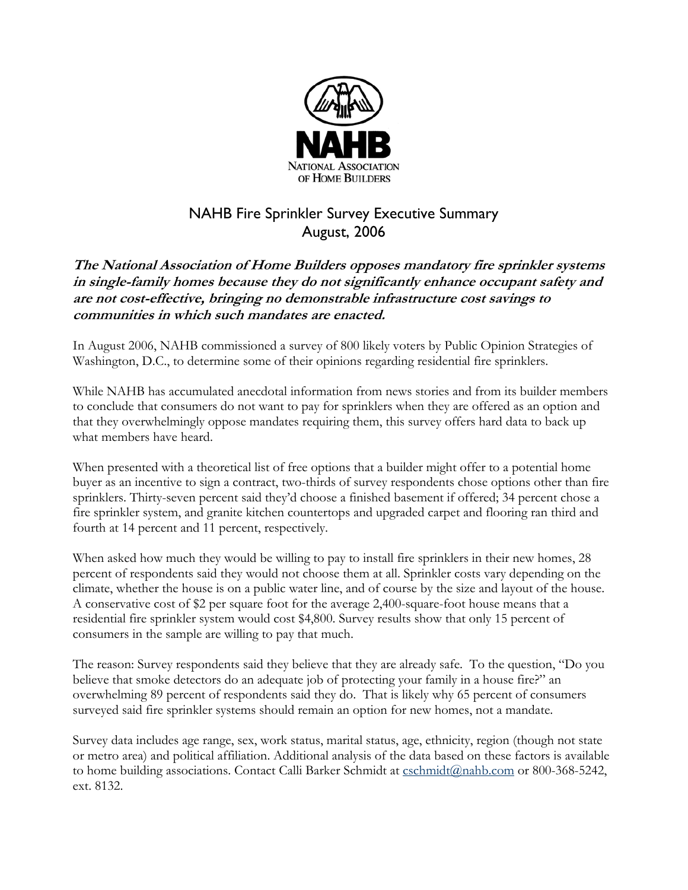NAHB

NATIONAL ASSOCIATION OF HOME BUILDERS

# NAHB Fire Sprinkler Survey Executive Summary
## August, 2006

***The National Association of Home Builders opposes mandatory fire sprinkler systems in single-family homes because they do not significantly enhance occupant safety and are not cost-effective, bringing no demonstrable infrastructure cost savings to communities in which such mandates are enacted.***

In August 2006, NAHB commissioned a survey of 800 likely voters by Public Opinion Strategies of Washington, D.C., to determine some of their opinions regarding residential fire sprinklers.

While NAHB has accumulated anecdotal information from news stories and from its builder members to conclude that consumers do not want to pay for sprinklers when they are offered as an option and that they overwhelmingly oppose mandates requiring them, this survey offers hard data to back up what members have heard.

When presented with a theoretical list of free options that a builder might offer to a potential home buyer as an incentive to sign a contract, two-thirds of survey respondents chose options other than fire sprinklers. Thirty-seven percent said they'd choose a finished basement if offered; 34 percent chose a fire sprinkler system, and granite kitchen countertops and upgraded carpet and flooring ran third and fourth at 14 percent and 11 percent, respectively.

When asked how much they would be willing to pay to install fire sprinklers in their new homes, 28 percent of respondents said they would not choose them at all. Sprinkler costs vary depending on the climate, whether the house is on a public water line, and of course by the size and layout of the house. A conservative cost of $2 per square foot for the average 2,400-square-foot house means that a residential fire sprinkler system would cost $4,800. Survey results show that only 15 percent of consumers in the sample are willing to pay that much.

The reason: Survey respondents said they believe that they are already safe. To the question, "Do you believe that smoke detectors do an adequate job of protecting your family in a house fire?" an overwhelming 89 percent of respondents said they do. That is likely why 65 percent of consumers surveyed said fire sprinkler systems should remain an option for new homes, not a mandate.

Survey data includes age range, sex, work status, marital status, age, ethnicity, region (though not state or metro area) and political affiliation. Additional analysis of the data based on these factors is available to home building associations. Contact Calli Barker Schmidt at cschmidt@nahb.com or 800-368-5242, ext. 8132.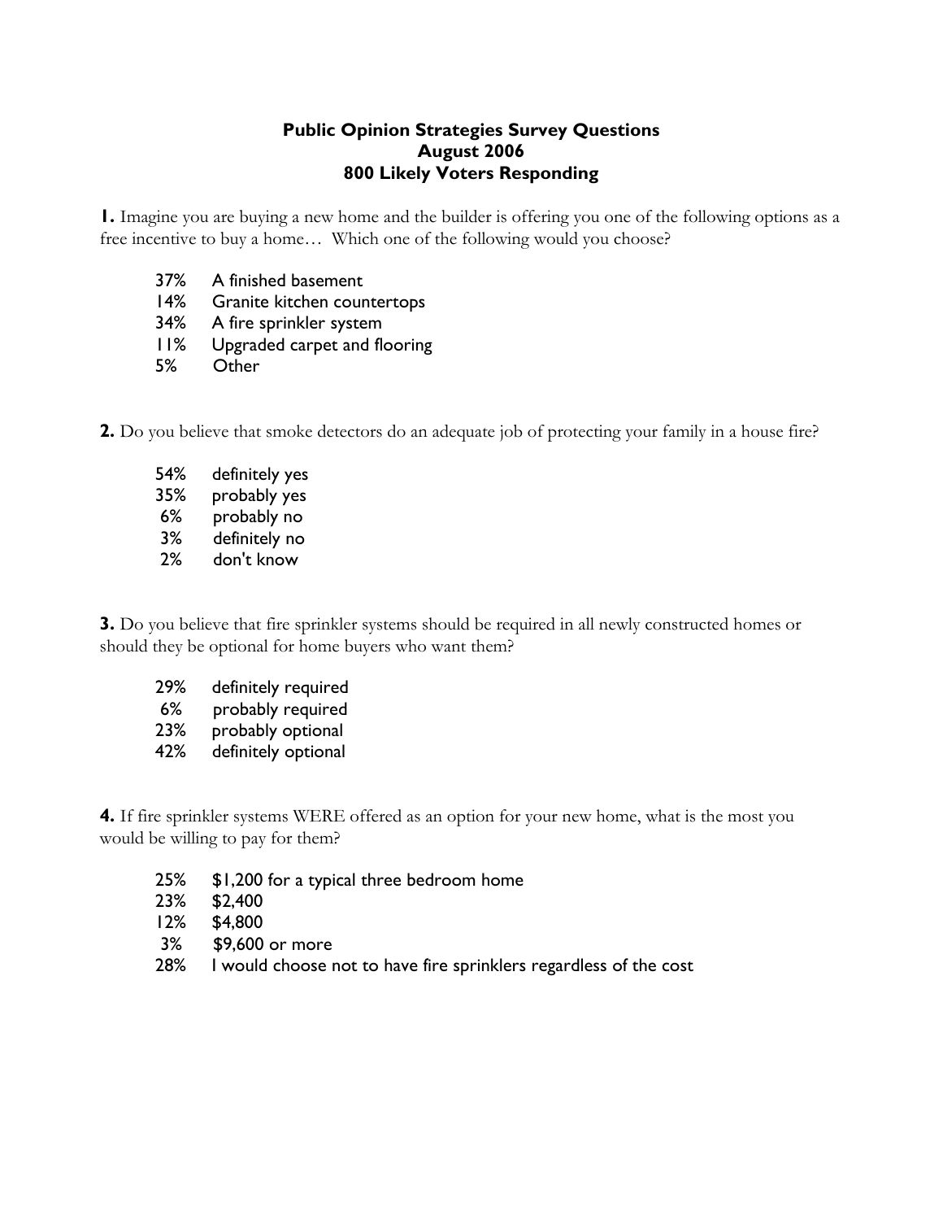**Public Opinion Strategies Survey Questions**
**August 2006**
**800 Likely Voters Responding**

**1.** Imagine you are buying a new home and the builder is offering you one of the following options as a free incentive to buy a home… Which one of the following would you choose?

- 37% A finished basement
- 14% Granite kitchen countertops
- 34% A fire sprinkler system
- 11% Upgraded carpet and flooring
- 5% Other

**2.** Do you believe that smoke detectors do an adequate job of protecting your family in a house fire?

- 54% definitely yes
- 35% probably yes
- 6% probably no
- 3% definitely no
- 2% don't know

**3.** Do you believe that fire sprinkler systems should be required in all newly constructed homes or should they be optional for home buyers who want them?

- 29% definitely required
- 6% probably required
- 23% probably optional
- 42% definitely optional

**4.** If fire sprinkler systems WERE offered as an option for your new home, what is the most you would be willing to pay for them?

- 25% $1,200 for a typical three bedroom home
- 23% $2,400
- 12% $4,800
- 3% $9,600 or more
- 28% I would choose not to have fire sprinklers regardless of the cost